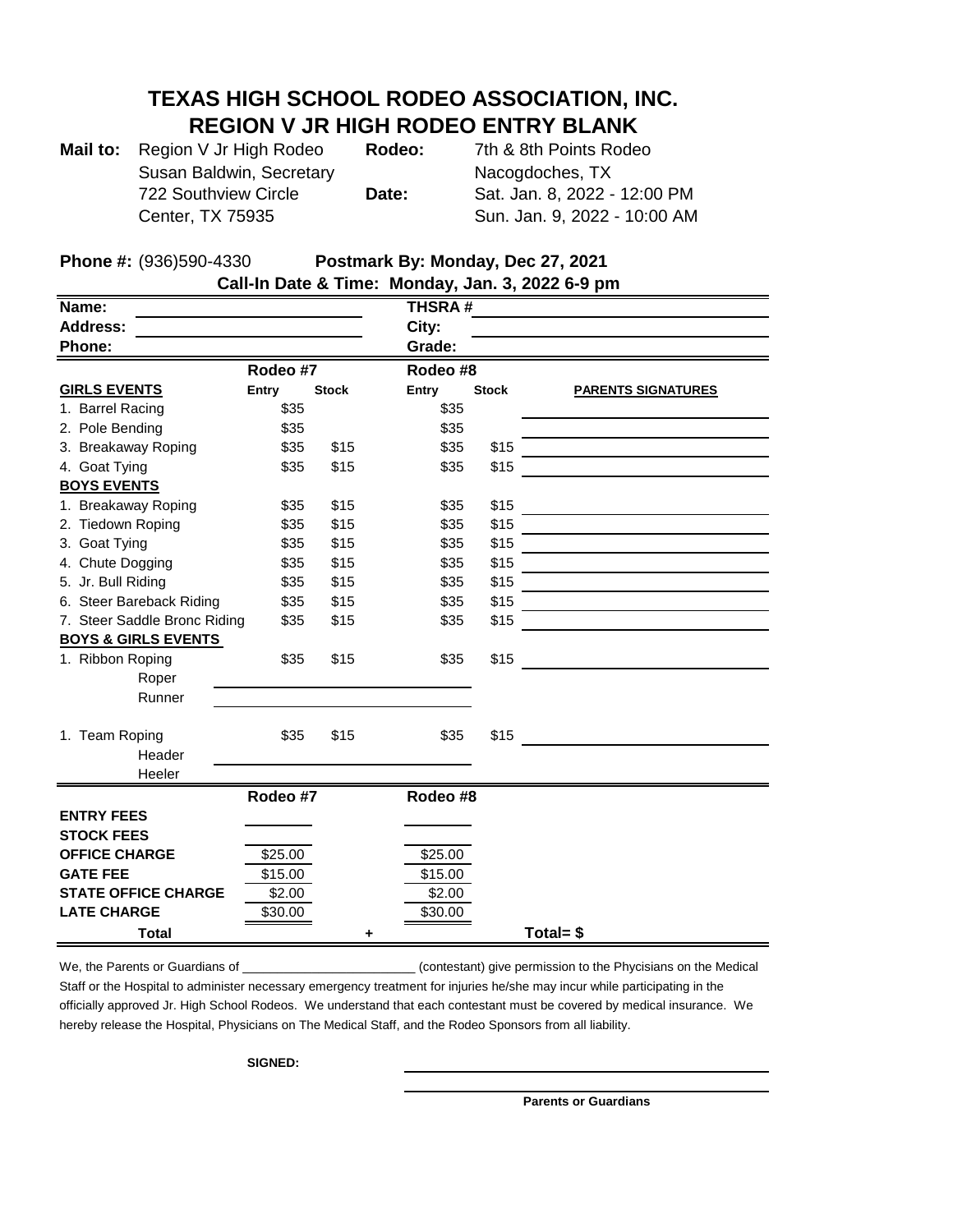# TEXAS HIGH SCHOOL RODEO ASSOCIATION, INC.
## REGION V JR HIGH RODEO ENTRY BLANK

**Mail to:** Region V Jr High Rodeo
Susan Baldwin, Secretary
722 Southview Circle
Center, TX 75935

**Rodeo:** 7th & 8th Points Rodeo
Nacogdoches, TX

**Date:** Sat. Jan. 8, 2022 - 12:00 PM
Sun. Jan. 9, 2022 - 10:00 AM

**Phone #:** (936)590-4330 **Postmark By: Monday, Dec 27, 2021**

**Call-In Date & Time: Monday, Jan. 3, 2022 6-9 pm**

| | |
|---|---|
| **Name:** | **THSRA #** |
| **Address:** | **City:** |
| **Phone:** | **Grade:** |

| | Rodeo #7 | | Rodeo #8 | | |
|---|---|---|---|---|---|
| **GIRLS EVENTS** | **Entry** | **Stock** | **Entry** | **Stock** | **PARENTS SIGNATURES** |
| 1. Barrel Racing | $35 | | $35 | | |
| 2. Pole Bending | $35 | | $35 | | |
| 3. Breakaway Roping | $35 | $15 | $35 | $15 | |
| 4. Goat Tying | $35 | $15 | $35 | $15 | |
| **BOYS EVENTS** | | | | | |
| 1. Breakaway Roping | $35 | $15 | $35 | $15 | |
| 2. Tiedown Roping | $35 | $15 | $35 | $15 | |
| 3. Goat Tying | $35 | $15 | $35 | $15 | |
| 4. Chute Dogging | $35 | $15 | $35 | $15 | |
| 5. Jr. Bull Riding | $35 | $15 | $35 | $15 | |
| 6. Steer Bareback Riding | $35 | $15 | $35 | $15 | |
| 7. Steer Saddle Bronc Riding | $35 | $15 | $35 | $15 | |
| **BOYS & GIRLS EVENTS** | | | | | |
| 1. Ribbon Roping | $35 | $15 | $35 | $15 | |
| Roper | | | | | |
| Runner | | | | | |
| 1. Team Roping | $35 | $15 | $35 | $15 | |
| Header | | | | | |
| Heeler | | | | | |

| | Rodeo #7 | | Rodeo #8 | |
|---|---|---|---|---|
| **ENTRY FEES** | | | | |
| **STOCK FEES** | | | | |
| **OFFICE CHARGE** | $25.00 | | $25.00 | |
| **GATE FEE** | $15.00 | | $15.00 | |
| **STATE OFFICE CHARGE** | $2.00 | | $2.00 | |
| **LATE CHARGE** | $30.00 | | $30.00 | |
| **Total** | | + | | **Total= $** |

We, the Parents or Guardians of \_\_\_\_\_\_\_\_\_\_\_\_\_\_\_\_\_\_\_\_\_\_\_\_\_\_ (contestant) give permission to the Phycisians on the Medical Staff or the Hospital to administer necessary emergency treatment for injuries he/she may incur while participating in the officially approved Jr. High School Rodeos. We understand that each contestant must be covered by medical insurance. We hereby release the Hospital, Physicians on The Medical Staff, and the Rodeo Sponsors from all liability.

**SIGNED:** \_\_\_\_\_\_\_\_\_\_\_\_\_\_\_\_\_\_\_\_\_\_\_\_\_\_\_\_\_\_\_\_\_\_\_\_

\_\_\_\_\_\_\_\_\_\_\_\_\_\_\_\_\_\_\_\_\_\_\_\_\_\_\_\_\_\_\_\_\_\_\_\_

**Parents or Guardians**